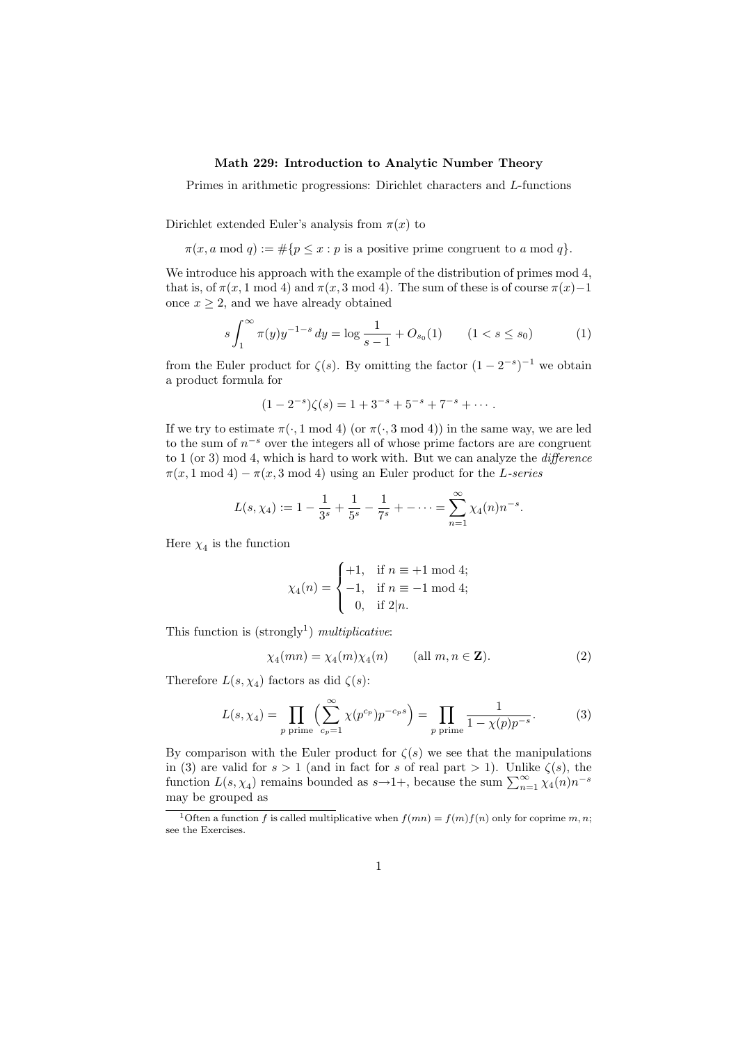**Math 229: Introduction to Analytic Number Theory**

Primes in arithmetic progressions: Dirichlet characters and $L$-functions

Dirichlet extended Euler's analysis from $\pi(x)$ to

$$\pi(x, a \bmod q) := \#\{p \leq x : p \text{ is a positive prime congruent to } a \bmod q\}.$$

We introduce his approach with the example of the distribution of primes mod 4, that is, of $\pi(x, 1 \bmod 4)$ and $\pi(x, 3 \bmod 4)$. The sum of these is of course $\pi(x)-1$ once $x \geq 2$, and we have already obtained

$$s \int_1^\infty \pi(y) y^{-1-s}\, dy = \log \frac{1}{s-1} + O_{s_0}(1) \qquad (1 < s \leq s_0) \tag{1}$$

from the Euler product for $\zeta(s)$. By omitting the factor $(1-2^{-s})^{-1}$ we obtain a product formula for

$$(1-2^{-s})\zeta(s) = 1 + 3^{-s} + 5^{-s} + 7^{-s} + \cdots.$$

If we try to estimate $\pi(\cdot, 1 \bmod 4)$ (or $\pi(\cdot, 3 \bmod 4)$) in the same way, we are led to the sum of $n^{-s}$ over the integers all of whose prime factors are are congruent to 1 (or 3) mod 4, which is hard to work with. But we can analyze the *difference* $\pi(x, 1 \bmod 4) - \pi(x, 3 \bmod 4)$ using an Euler product for the *L-series*

$$L(s, \chi_4) := 1 - \frac{1}{3^s} + \frac{1}{5^s} - \frac{1}{7^s} + - \cdots = \sum_{n=1}^\infty \chi_4(n) n^{-s}.$$

Here $\chi_4$ is the function

$$\chi_4(n) = \begin{cases} +1, & \text{if } n \equiv +1 \bmod 4; \\ -1, & \text{if } n \equiv -1 \bmod 4; \\ \ \ 0, & \text{if } 2|n. \end{cases}$$

This function is (strongly[1]) *multiplicative*:

$$\chi_4(mn) = \chi_4(m)\chi_4(n) \qquad (\text{all } m, n \in \mathbf{Z}). \tag{2}$$

Therefore $L(s, \chi_4)$ factors as did $\zeta(s)$:

$$L(s, \chi_4) = \prod_{p \text{ prime}} \Bigl( \sum_{c_p=1}^\infty \chi(p^{c_p}) p^{-c_p s} \Bigr) = \prod_{p \text{ prime}} \frac{1}{1-\chi(p)p^{-s}}. \tag{3}$$

By comparison with the Euler product for $\zeta(s)$ we see that the manipulations in (3) are valid for $s > 1$ (and in fact for $s$ of real part $> 1$). Unlike $\zeta(s)$, the function $L(s, \chi_4)$ remains bounded as $s \to 1+$, because the sum $\sum_{n=1}^\infty \chi_4(n) n^{-s}$ may be grouped as

[1] Often a function $f$ is called multiplicative when $f(mn) = f(m)f(n)$ only for coprime $m, n$; see the Exercises.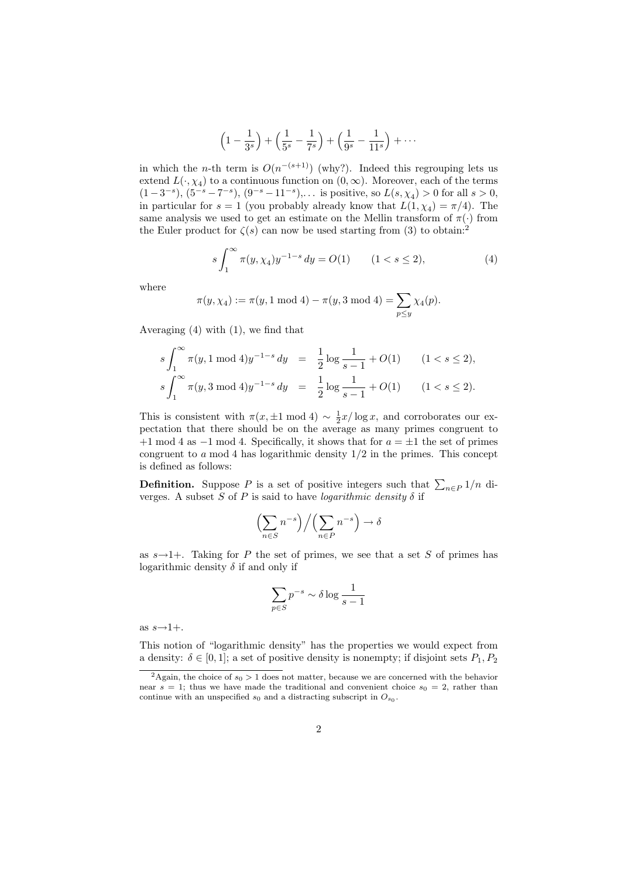$$\Big(1 - \frac{1}{3^s}\Big) + \Big(\frac{1}{5^s} - \frac{1}{7^s}\Big) + \Big(\frac{1}{9^s} - \frac{1}{11^s}\Big) + \cdots$$

in which the $n$-th term is $O(n^{-(s+1)})$ (why?). Indeed this regrouping lets us extend $L(\cdot, \chi_4)$ to a continuous function on $(0, \infty)$. Moreover, each of the terms $(1 - 3^{-s})$, $(5^{-s} - 7^{-s})$, $(9^{-s} - 11^{-s})$,... is positive, so $L(s, \chi_4) > 0$ for all $s > 0$, in particular for $s = 1$ (you probably already know that $L(1, \chi_4) = \pi/4$). The same analysis we used to get an estimate on the Mellin transform of $\pi(\cdot)$ from the Euler product for $\zeta(s)$ can now be used starting from (3) to obtain:[2]

$$s \int_1^\infty \pi(y, \chi_4) y^{-1-s}\, dy = O(1) \qquad (1 < s \leq 2), \tag{4}$$

where

$$\pi(y, \chi_4) := \pi(y, 1 \bmod 4) - \pi(y, 3 \bmod 4) = \sum_{p \leq y} \chi_4(p).$$

Averaging (4) with (1), we find that

$$\begin{aligned} s\int_1^\infty \pi(y, 1 \bmod 4) y^{-1-s}\, dy &= \frac{1}{2}\log\frac{1}{s-1} + O(1) \qquad (1 < s \leq 2), \\ s\int_1^\infty \pi(y, 3 \bmod 4) y^{-1-s}\, dy &= \frac{1}{2}\log\frac{1}{s-1} + O(1) \qquad (1 < s \leq 2). \end{aligned}$$

This is consistent with $\pi(x, \pm 1 \bmod 4) \sim \frac{1}{2}x/\log x$, and corroborates our expectation that there should be on the average as many primes congruent to $+1 \bmod 4$ as $-1 \bmod 4$. Specifically, it shows that for $a = \pm 1$ the set of primes congruent to $a \bmod 4$ has logarithmic density $1/2$ in the primes. This concept is defined as follows:

**Definition.** Suppose $P$ is a set of positive integers such that $\sum_{n \in P} 1/n$ diverges. A subset $S$ of $P$ is said to have *logarithmic density* $\delta$ if

$$\Big(\sum_{n \in S} n^{-s}\Big) \Big/ \Big(\sum_{n \in P} n^{-s}\Big) \to \delta$$

as $s \to 1+$. Taking for $P$ the set of primes, we see that a set $S$ of primes has logarithmic density $\delta$ if and only if

$$\sum_{p \in S} p^{-s} \sim \delta \log \frac{1}{s-1}$$

as $s \to 1+$.

This notion of "logarithmic density" has the properties we would expect from a density: $\delta \in [0, 1]$; a set of positive density is nonempty; if disjoint sets $P_1, P_2$

[2] Again, the choice of $s_0 > 1$ does not matter, because we are concerned with the behavior near $s = 1$; thus we have made the traditional and convenient choice $s_0 = 2$, rather than continue with an unspecified $s_0$ and a distracting subscript in $O_{s_0}$.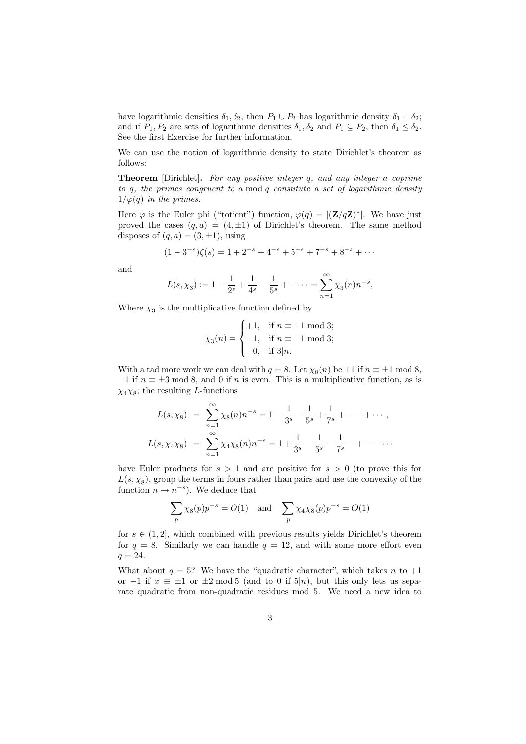have logarithmic densities $\delta_1, \delta_2$, then $P_1 \cup P_2$ has logarithmic density $\delta_1 + \delta_2$; and if $P_1, P_2$ are sets of logarithmic densities $\delta_1, \delta_2$ and $P_1 \subseteq P_2$, then $\delta_1 \leq \delta_2$. See the first Exercise for further information.

We can use the notion of logarithmic density to state Dirichlet's theorem as follows:

**Theorem** [Dirichlet]**.** *For any positive integer $q$, and any integer $a$ coprime to $q$, the primes congruent to $a \bmod q$ constitute a set of logarithmic density $1/\varphi(q)$ in the primes.*

Here $\varphi$ is the Euler phi ("totient") function, $\varphi(q) = |(\mathbf{Z}/q\mathbf{Z})^*|$. We have just proved the cases $(q, a) = (4, \pm 1)$ of Dirichlet's theorem. The same method disposes of $(q, a) = (3, \pm 1)$, using

$$(1 - 3^{-s})\zeta(s) = 1 + 2^{-s} + 4^{-s} + 5^{-s} + 7^{-s} + 8^{-s} + \cdots$$

and

$$L(s, \chi_3) := 1 - \frac{1}{2^s} + \frac{1}{4^s} - \frac{1}{5^s} + - \cdots = \sum_{n=1}^{\infty} \chi_3(n) n^{-s},$$

Where $\chi_3$ is the multiplicative function defined by

$$\chi_3(n) = \begin{cases} +1, & \text{if } n \equiv +1 \bmod 3; \\ -1, & \text{if } n \equiv -1 \bmod 3; \\ 0, & \text{if } 3|n. \end{cases}$$

With a tad more work we can deal with $q = 8$. Let $\chi_8(n)$ be $+1$ if $n \equiv \pm 1 \bmod 8$, $-1$ if $n \equiv \pm 3 \bmod 8$, and $0$ if $n$ is even. This is a multiplicative function, as is $\chi_4 \chi_8$; the resulting $L$-functions

$$\begin{aligned} L(s, \chi_8) &= \sum_{n=1}^{\infty} \chi_8(n) n^{-s} = 1 - \frac{1}{3^s} - \frac{1}{5^s} + \frac{1}{7^s} + - - + \cdots, \\ L(s, \chi_4\chi_8) &= \sum_{n=1}^{\infty} \chi_4\chi_8(n) n^{-s} = 1 + \frac{1}{3^s} - \frac{1}{5^s} - \frac{1}{7^s} + + - - \cdots \end{aligned}$$

have Euler products for $s > 1$ and are positive for $s > 0$ (to prove this for $L(s, \chi_8)$, group the terms in fours rather than pairs and use the convexity of the function $n \mapsto n^{-s}$). We deduce that

$$\sum_p \chi_8(p) p^{-s} = O(1) \quad \text{and} \quad \sum_p \chi_4\chi_8(p) p^{-s} = O(1)$$

for $s \in (1, 2]$, which combined with previous results yields Dirichlet's theorem for $q = 8$. Similarly we can handle $q = 12$, and with some more effort even $q = 24$.

What about $q = 5$? We have the "quadratic character", which takes $n$ to $+1$ or $-1$ if $x \equiv \pm 1$ or $\pm 2 \bmod 5$ (and to $0$ if $5|n$), but this only lets us separate quadratic from non-quadratic residues mod 5. We need a new idea to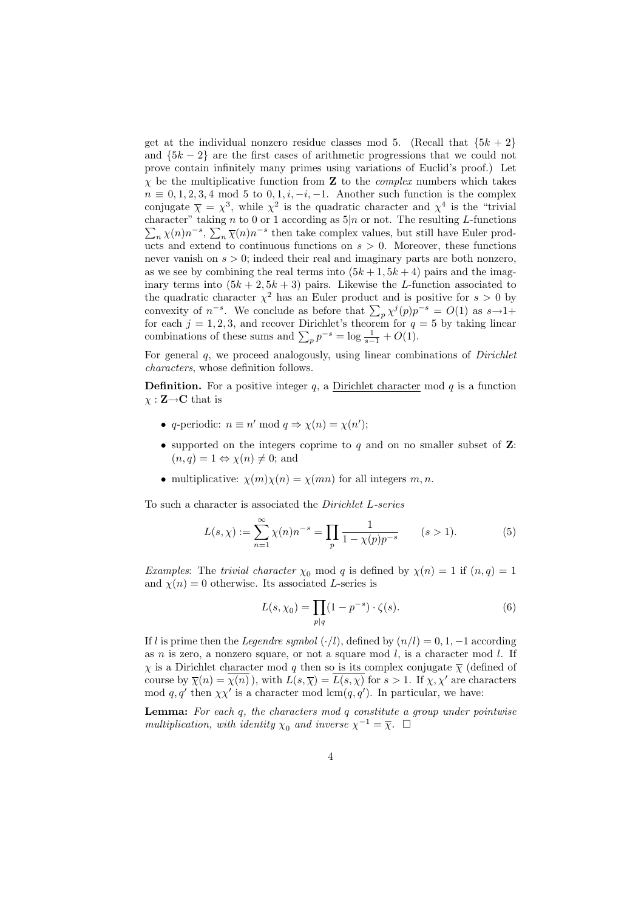get at the individual nonzero residue classes mod 5. (Recall that $\{5k+2\}$ and $\{5k-2\}$ are the first cases of arithmetic progressions that we could not prove contain infinitely many primes using variations of Euclid's proof.) Let $\chi$ be the multiplicative function from $\mathbf{Z}$ to the *complex* numbers which takes $n \equiv 0, 1, 2, 3, 4 \bmod 5$ to $0, 1, i, -i, -1$. Another such function is the complex conjugate $\overline{\chi} = \chi^3$, while $\chi^2$ is the quadratic character and $\chi^4$ is the "trivial character" taking $n$ to 0 or 1 according as $5|n$ or not. The resulting $L$-functions $\sum_n \chi(n)n^{-s}$, $\sum_n \overline{\chi}(n)n^{-s}$ then take complex values, but still have Euler products and extend to continuous functions on $s > 0$. Moreover, these functions never vanish on $s > 0$; indeed their real and imaginary parts are both nonzero, as we see by combining the real terms into $(5k+1, 5k+4)$ pairs and the imaginary terms into $(5k+2, 5k+3)$ pairs. Likewise the $L$-function associated to the quadratic character $\chi^2$ has an Euler product and is positive for $s > 0$ by convexity of $n^{-s}$. We conclude as before that $\sum_p \chi^j(p)p^{-s} = O(1)$ as $s \to 1+$ for each $j = 1, 2, 3$, and recover Dirichlet's theorem for $q = 5$ by taking linear combinations of these sums and $\sum_p p^{-s} = \log \frac{1}{s-1} + O(1)$.

For general $q$, we proceed analogously, using linear combinations of *Dirichlet characters*, whose definition follows.

**Definition.** For a positive integer $q$, a Dirichlet character mod $q$ is a function $\chi : \mathbf{Z} \to \mathbf{C}$ that is

- $q$-periodic: $n \equiv n' \bmod q \Rightarrow \chi(n) = \chi(n')$;
- supported on the integers coprime to $q$ and on no smaller subset of $\mathbf{Z}$: $(n, q) = 1 \Leftrightarrow \chi(n) \neq 0$; and
- multiplicative: $\chi(m)\chi(n) = \chi(mn)$ for all integers $m, n$.

To such a character is associated the *Dirichlet L-series*

$$L(s, \chi) := \sum_{n=1}^{\infty} \chi(n)n^{-s} = \prod_p \frac{1}{1 - \chi(p)p^{-s}} \qquad (s > 1). \tag{5}$$

*Examples*: The *trivial character* $\chi_0$ mod $q$ is defined by $\chi(n) = 1$ if $(n, q) = 1$ and $\chi(n) = 0$ otherwise. Its associated $L$-series is

$$L(s, \chi_0) = \prod_{p|q} (1 - p^{-s}) \cdot \zeta(s). \tag{6}$$

If $l$ is prime then the *Legendre symbol* $(\cdot/l)$, defined by $(n/l) = 0, 1, -1$ according as $n$ is zero, a nonzero square, or not a square mod $l$, is a character mod $l$. If $\chi$ is a Dirichlet character mod $q$ then so is its complex conjugate $\overline{\chi}$ (defined of course by $\overline{\chi}(n) = \overline{\chi(n)}$), with $L(s, \overline{\chi}) = \overline{L(s, \chi)}$ for $s > 1$. If $\chi, \chi'$ are characters mod $q, q'$ then $\chi\chi'$ is a character mod $\operatorname{lcm}(q, q')$. In particular, we have:

**Lemma:** *For each $q$, the characters mod $q$ constitute a group under pointwise multiplication, with identity $\chi_0$ and inverse $\chi^{-1} = \overline{\chi}$.* □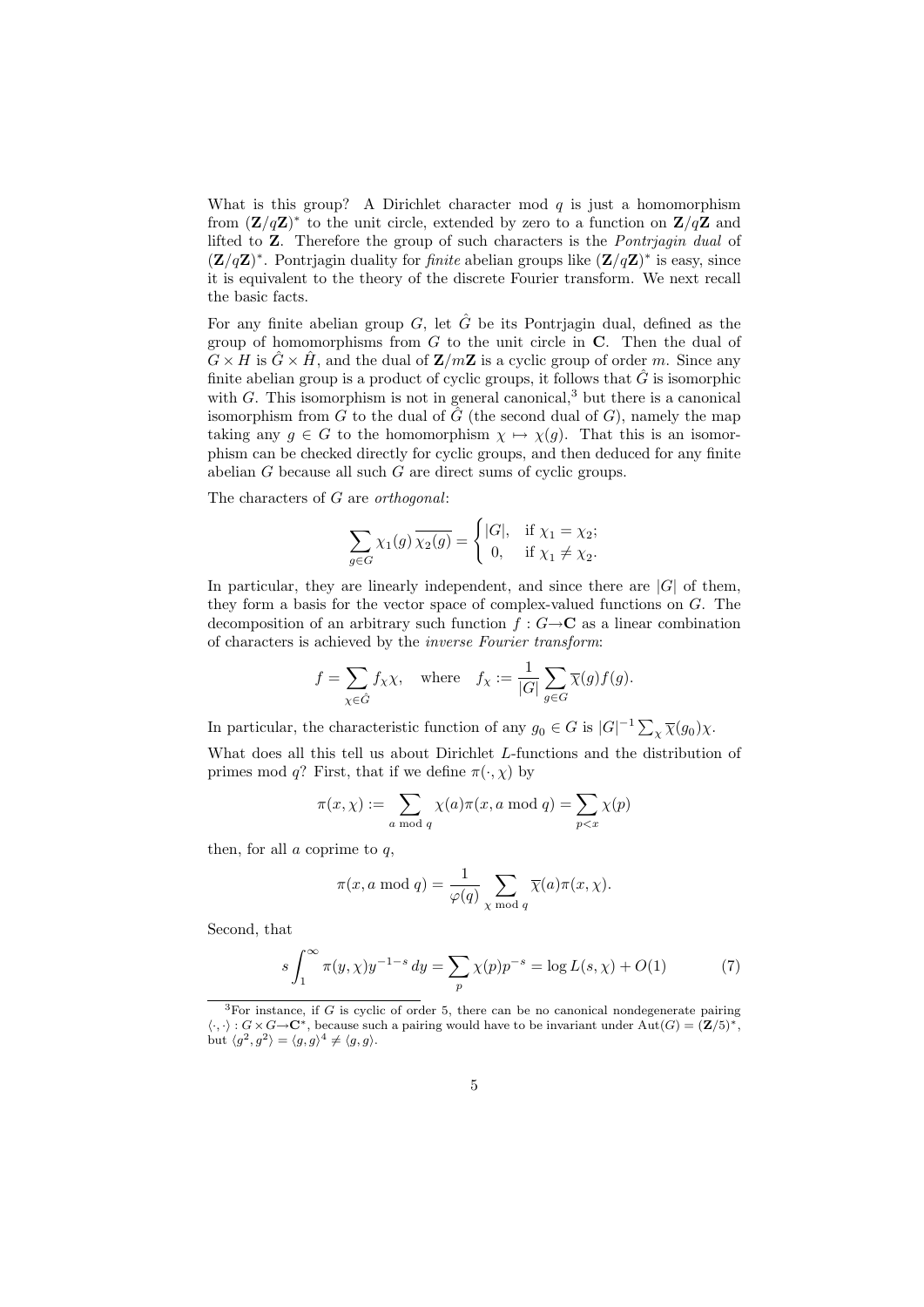What is this group? A Dirichlet character mod $q$ is just a homomorphism from $(\mathbf{Z}/q\mathbf{Z})^*$ to the unit circle, extended by zero to a function on $\mathbf{Z}/q\mathbf{Z}$ and lifted to $\mathbf{Z}$. Therefore the group of such characters is the *Pontrjagin dual* of $(\mathbf{Z}/q\mathbf{Z})^*$. Pontrjagin duality for *finite* abelian groups like $(\mathbf{Z}/q\mathbf{Z})^*$ is easy, since it is equivalent to the theory of the discrete Fourier transform. We next recall the basic facts.

For any finite abelian group $G$, let $\hat{G}$ be its Pontrjagin dual, defined as the group of homomorphisms from $G$ to the unit circle in $\mathbf{C}$. Then the dual of $G \times H$ is $\hat{G} \times \hat{H}$, and the dual of $\mathbf{Z}/m\mathbf{Z}$ is a cyclic group of order $m$. Since any finite abelian group is a product of cyclic groups, it follows that $\hat{G}$ is isomorphic with $G$. This isomorphism is not in general canonical,[3] but there is a canonical isomorphism from $G$ to the dual of $\hat{G}$ (the second dual of $G$), namely the map taking any $g \in G$ to the homomorphism $\chi \mapsto \chi(g)$. That this is an isomorphism can be checked directly for cyclic groups, and then deduced for any finite abelian $G$ because all such $G$ are direct sums of cyclic groups.

The characters of $G$ are *orthogonal*:

$$\sum_{g \in G} \chi_1(g)\,\overline{\chi_2(g)} = \begin{cases} |G|, & \text{if } \chi_1 = \chi_2; \\ 0, & \text{if } \chi_1 \neq \chi_2. \end{cases}$$

In particular, they are linearly independent, and since there are $|G|$ of them, they form a basis for the vector space of complex-valued functions on $G$. The decomposition of an arbitrary such function $f : G \to \mathbf{C}$ as a linear combination of characters is achieved by the *inverse Fourier transform*:

$$f = \sum_{\chi \in \hat{G}} f_\chi \chi, \quad \text{where} \quad f_\chi := \frac{1}{|G|} \sum_{g \in G} \overline{\chi}(g) f(g).$$

In particular, the characteristic function of any $g_0 \in G$ is $|G|^{-1} \sum_\chi \overline{\chi}(g_0)\chi$.

What does all this tell us about Dirichlet $L$-functions and the distribution of primes mod $q$? First, that if we define $\pi(\cdot, \chi)$ by

$$\pi(x, \chi) := \sum_{a \bmod q} \chi(a)\pi(x, a \bmod q) = \sum_{p<x} \chi(p)$$

then, for all $a$ coprime to $q$,

$$\pi(x, a \bmod q) = \frac{1}{\varphi(q)} \sum_{\chi \bmod q} \overline{\chi}(a)\pi(x, \chi).$$

Second, that

$$s\int_1^\infty \pi(y, \chi)y^{-1-s}\,dy = \sum_p \chi(p)p^{-s} = \log L(s, \chi) + O(1) \tag{7}$$

[3] For instance, if $G$ is cyclic of order 5, there can be no canonical nondegenerate pairing $\langle \cdot, \cdot \rangle : G \times G \to \mathbf{C}^*$, because such a pairing would have to be invariant under $\mathrm{Aut}(G) = (\mathbf{Z}/5)^*$, but $\langle g^2, g^2 \rangle = \langle g, g \rangle^4 \neq \langle g, g \rangle$.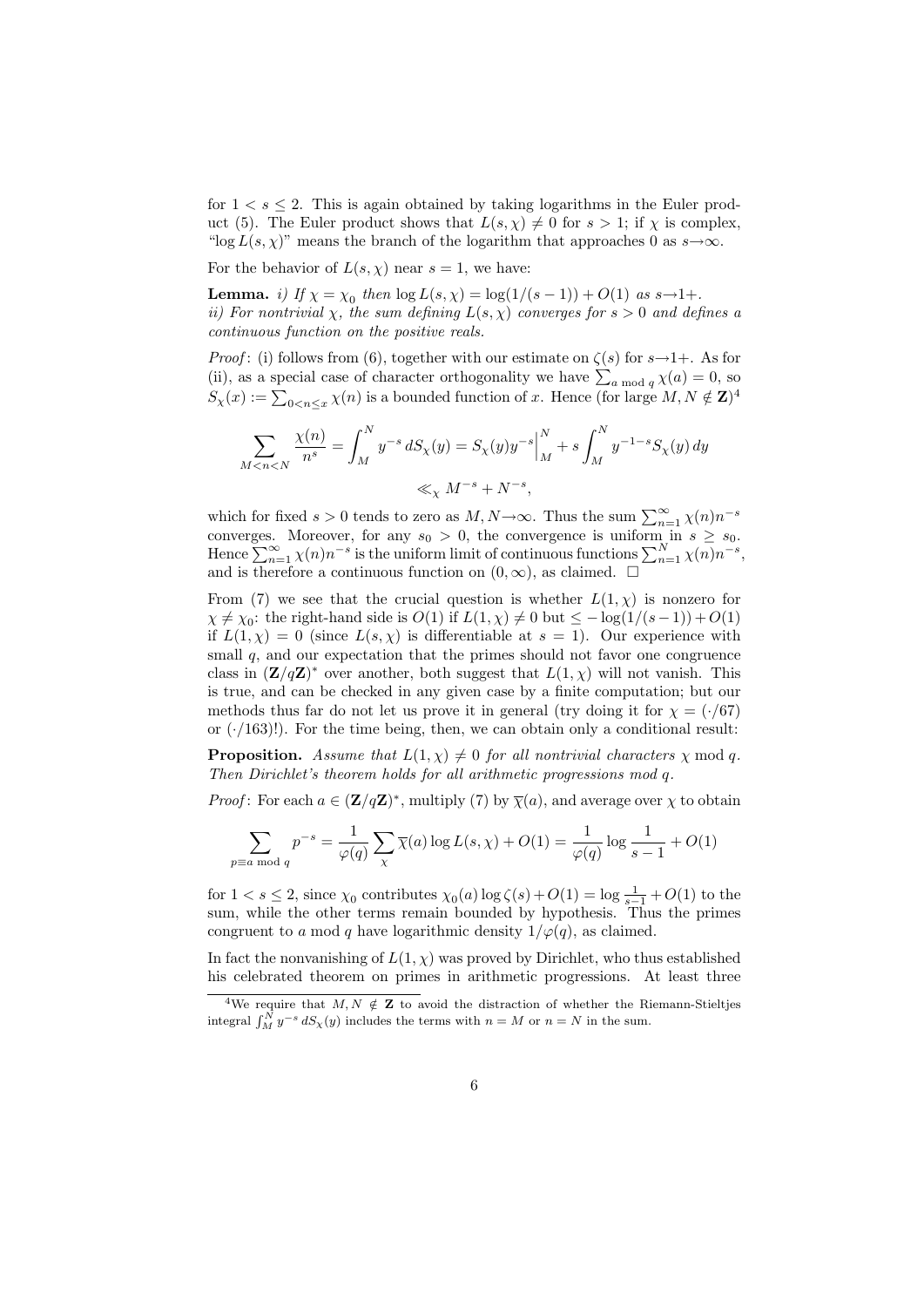for $1 < s \leq 2$. This is again obtained by taking logarithms in the Euler product (5). The Euler product shows that $L(s, \chi) \neq 0$ for $s > 1$; if $\chi$ is complex, "$\log L(s, \chi)$" means the branch of the logarithm that approaches 0 as $s \to \infty$.

For the behavior of $L(s, \chi)$ near $s = 1$, we have:

**Lemma.** *i) If $\chi = \chi_0$ then $\log L(s, \chi) = \log(1/(s-1)) + O(1)$ as $s \to 1+$.*
*ii) For nontrivial $\chi$, the sum defining $L(s, \chi)$ converges for $s > 0$ and defines a continuous function on the positive reals.*

*Proof*: (i) follows from (6), together with our estimate on $\zeta(s)$ for $s \to 1+$. As for (ii), as a special case of character orthogonality we have $\sum_{a \bmod q} \chi(a) = 0$, so $S_\chi(x) := \sum_{0 < n \leq x} \chi(n)$ is a bounded function of $x$. Hence (for large $M, N \notin \mathbf{Z}$)[4]

$$\sum_{M < n < N} \frac{\chi(n)}{n^s} = \int_M^N y^{-s}\, dS_\chi(y) = S_\chi(y) y^{-s}\Big|_M^N + s \int_M^N y^{-1-s} S_\chi(y)\, dy$$
$$\ll_\chi M^{-s} + N^{-s},$$

which for fixed $s > 0$ tends to zero as $M, N \to \infty$. Thus the sum $\sum_{n=1}^{\infty} \chi(n) n^{-s}$ converges. Moreover, for any $s_0 > 0$, the convergence is uniform in $s \geq s_0$. Hence $\sum_{n=1}^{\infty} \chi(n) n^{-s}$ is the uniform limit of continuous functions $\sum_{n=1}^{N} \chi(n) n^{-s}$, and is therefore a continuous function on $(0, \infty)$, as claimed. $\square$

From (7) we see that the crucial question is whether $L(1, \chi)$ is nonzero for $\chi \neq \chi_0$: the right-hand side is $O(1)$ if $L(1, \chi) \neq 0$ but $\leq -\log(1/(s-1)) + O(1)$ if $L(1, \chi) = 0$ (since $L(s, \chi)$ is differentiable at $s = 1$). Our experience with small $q$, and our expectation that the primes should not favor one congruence class in $(\mathbf{Z}/q\mathbf{Z})^*$ over another, both suggest that $L(1, \chi)$ will not vanish. This is true, and can be checked in any given case by a finite computation; but our methods thus far do not let us prove it in general (try doing it for $\chi = (\cdot/67)$ or $(\cdot/163)$!). For the time being, then, we can obtain only a conditional result:

**Proposition.** *Assume that $L(1, \chi) \neq 0$ for all nontrivial characters $\chi \bmod q$. Then Dirichlet's theorem holds for all arithmetic progressions mod $q$.*

*Proof*: For each $a \in (\mathbf{Z}/q\mathbf{Z})^*$, multiply (7) by $\overline{\chi}(a)$, and average over $\chi$ to obtain

$$\sum_{p \equiv a \bmod q} p^{-s} = \frac{1}{\varphi(q)} \sum_{\chi} \overline{\chi}(a) \log L(s, \chi) + O(1) = \frac{1}{\varphi(q)} \log \frac{1}{s-1} + O(1)$$

for $1 < s \leq 2$, since $\chi_0$ contributes $\chi_0(a) \log \zeta(s) + O(1) = \log \frac{1}{s-1} + O(1)$ to the sum, while the other terms remain bounded by hypothesis. Thus the primes congruent to $a \bmod q$ have logarithmic density $1/\varphi(q)$, as claimed.

In fact the nonvanishing of $L(1, \chi)$ was proved by Dirichlet, who thus established his celebrated theorem on primes in arithmetic progressions. At least three

[4] We require that $M, N \notin \mathbf{Z}$ to avoid the distraction of whether the Riemann-Stieltjes integral $\int_M^N y^{-s}\, dS_\chi(y)$ includes the terms with $n = M$ or $n = N$ in the sum.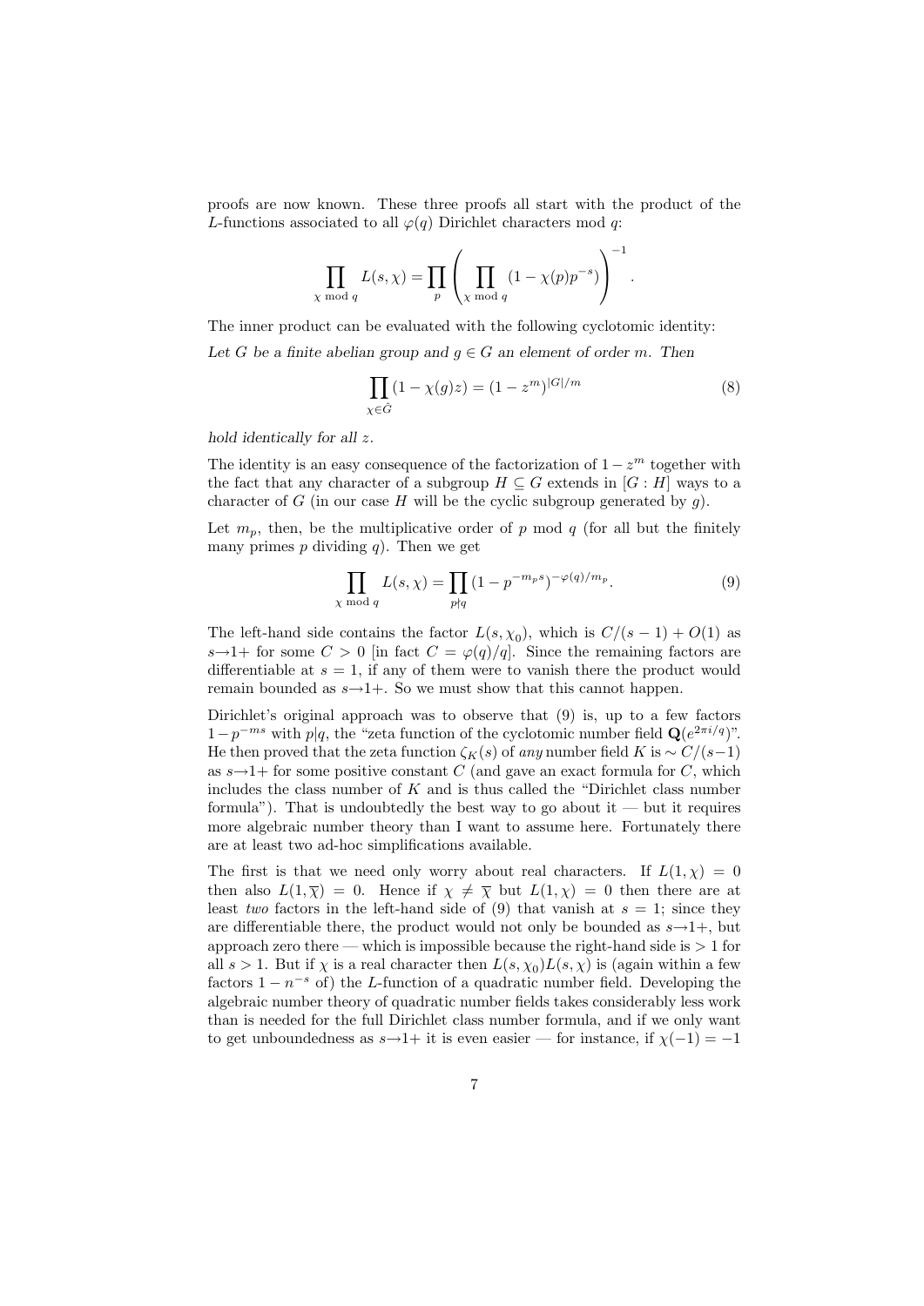proofs are now known. These three proofs all start with the product of the $L$-functions associated to all $\varphi(q)$ Dirichlet characters mod $q$:

$$\prod_{\chi \bmod q} L(s,\chi) = \prod_p \left( \prod_{\chi \bmod q} (1 - \chi(p)p^{-s}) \right)^{-1}.$$

The inner product can be evaluated with the following cyclotomic identity:

*Let $G$ be a finite abelian group and $g \in G$ an element of order $m$. Then*

$$\prod_{\chi \in \hat{G}} (1 - \chi(g)z) = (1 - z^m)^{|G|/m} \tag{8}$$

*hold identically for all $z$.*

The identity is an easy consequence of the factorization of $1 - z^m$ together with the fact that any character of a subgroup $H \subseteq G$ extends in $[G : H]$ ways to a character of $G$ (in our case $H$ will be the cyclic subgroup generated by $g$).

Let $m_p$, then, be the multiplicative order of $p$ mod $q$ (for all but the finitely many primes $p$ dividing $q$). Then we get

$$\prod_{\chi \bmod q} L(s,\chi) = \prod_{p \nmid q} (1 - p^{-m_p s})^{-\varphi(q)/m_p}. \tag{9}$$

The left-hand side contains the factor $L(s, \chi_0)$, which is $C/(s-1) + O(1)$ as $s \rightarrow 1+$ for some $C > 0$ [in fact $C = \varphi(q)/q$]. Since the remaining factors are differentiable at $s = 1$, if any of them were to vanish there the product would remain bounded as $s \rightarrow 1+$. So we must show that this cannot happen.

Dirichlet's original approach was to observe that (9) is, up to a few factors $1 - p^{-ms}$ with $p|q$, the "zeta function of the cyclotomic number field $\mathbf{Q}(e^{2\pi i/q})$". He then proved that the zeta function $\zeta_K(s)$ of *any* number field $K$ is $\sim C/(s-1)$ as $s \rightarrow 1+$ for some positive constant $C$ (and gave an exact formula for $C$, which includes the class number of $K$ and is thus called the "Dirichlet class number formula"). That is undoubtedly the best way to go about it — but it requires more algebraic number theory than I want to assume here. Fortunately there are at least two ad-hoc simplifications available.

The first is that we need only worry about real characters. If $L(1, \chi) = 0$ then also $L(1, \overline{\chi}) = 0$. Hence if $\chi \neq \overline{\chi}$ but $L(1, \chi) = 0$ then there are at least *two* factors in the left-hand side of (9) that vanish at $s = 1$; since they are differentiable there, the product would not only be bounded as $s \rightarrow 1+$, but approach zero there — which is impossible because the right-hand side is $> 1$ for all $s > 1$. But if $\chi$ is a real character then $L(s, \chi_0)L(s, \chi)$ is (again within a few factors $1 - n^{-s}$ of) the $L$-function of a quadratic number field. Developing the algebraic number theory of quadratic number fields takes considerably less work than is needed for the full Dirichlet class number formula, and if we only want to get unboundedness as $s \rightarrow 1+$ it is even easier — for instance, if $\chi(-1) = -1$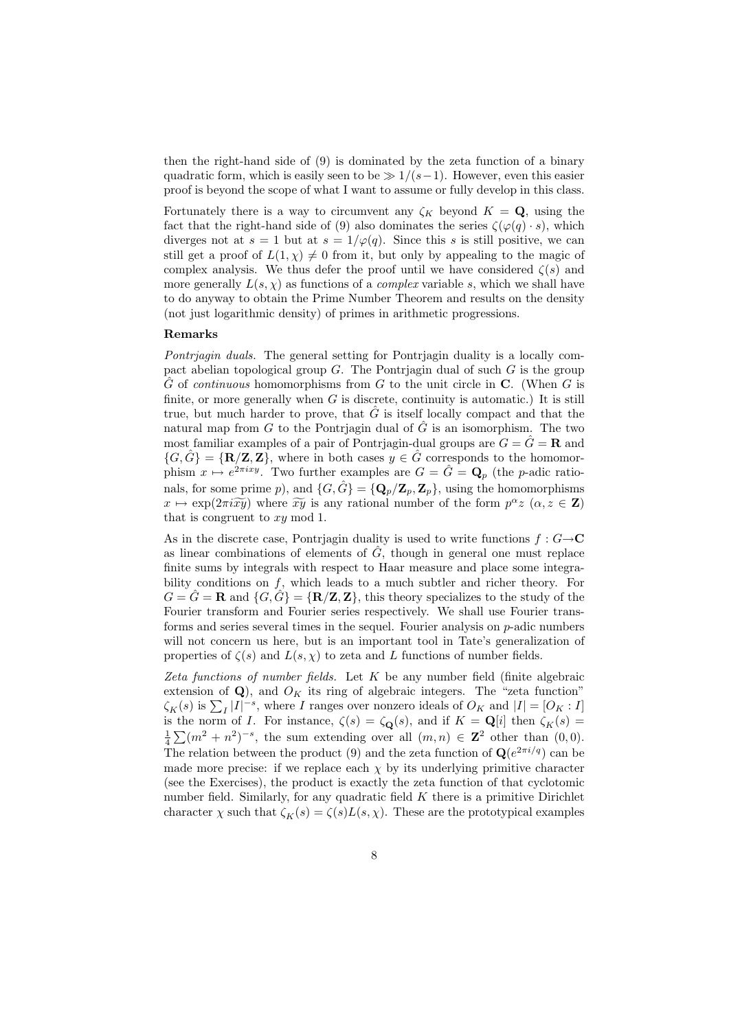then the right-hand side of (9) is dominated by the zeta function of a binary quadratic form, which is easily seen to be $\gg 1/(s-1)$. However, even this easier proof is beyond the scope of what I want to assume or fully develop in this class.

Fortunately there is a way to circumvent any $\zeta_K$ beyond $K = \mathbf{Q}$, using the fact that the right-hand side of (9) also dominates the series $\zeta(\varphi(q) \cdot s)$, which diverges not at $s = 1$ but at $s = 1/\varphi(q)$. Since this $s$ is still positive, we can still get a proof of $L(1, \chi) \neq 0$ from it, but only by appealing to the magic of complex analysis. We thus defer the proof until we have considered $\zeta(s)$ and more generally $L(s, \chi)$ as functions of a *complex* variable $s$, which we shall have to do anyway to obtain the Prime Number Theorem and results on the density (not just logarithmic density) of primes in arithmetic progressions.

**Remarks**

*Pontrjagin duals.* The general setting for Pontrjagin duality is a locally compact abelian topological group $G$. The Pontrjagin dual of such $G$ is the group $\hat{G}$ of *continuous* homomorphisms from $G$ to the unit circle in $\mathbf{C}$. (When $G$ is finite, or more generally when $G$ is discrete, continuity is automatic.) It is still true, but much harder to prove, that $\hat{G}$ is itself locally compact and that the natural map from $G$ to the Pontrjagin dual of $\hat{G}$ is an isomorphism. The two most familiar examples of a pair of Pontrjagin-dual groups are $G = \hat{G} = \mathbf{R}$ and $\{G, \hat{G}\} = \{\mathbf{R}/\mathbf{Z}, \mathbf{Z}\}$, where in both cases $y \in \hat{G}$ corresponds to the homomorphism $x \mapsto e^{2\pi i x y}$. Two further examples are $G = \hat{G} = \mathbf{Q}_p$ (the $p$-adic rationals, for some prime $p$), and $\{G, \hat{G}\} = \{\mathbf{Q}_p/\mathbf{Z}_p, \mathbf{Z}_p\}$, using the homomorphisms $x \mapsto \exp(2\pi i \widetilde{xy})$ where $\widetilde{xy}$ is any rational number of the form $p^\alpha z$ ($\alpha, z \in \mathbf{Z}$) that is congruent to $xy \bmod 1$.

As in the discrete case, Pontrjagin duality is used to write functions $f : G \to \mathbf{C}$ as linear combinations of elements of $\hat{G}$, though in general one must replace finite sums by integrals with respect to Haar measure and place some integrability conditions on $f$, which leads to a much subtler and richer theory. For $G = \hat{G} = \mathbf{R}$ and $\{G, \hat{G}\} = \{\mathbf{R}/\mathbf{Z}, \mathbf{Z}\}$, this theory specializes to the study of the Fourier transform and Fourier series respectively. We shall use Fourier transforms and series several times in the sequel. Fourier analysis on $p$-adic numbers will not concern us here, but is an important tool in Tate's generalization of properties of $\zeta(s)$ and $L(s, \chi)$ to zeta and $L$ functions of number fields.

*Zeta functions of number fields.* Let $K$ be any number field (finite algebraic extension of $\mathbf{Q}$), and $O_K$ its ring of algebraic integers. The "zeta function" $\zeta_K(s)$ is $\sum_I |I|^{-s}$, where $I$ ranges over nonzero ideals of $O_K$ and $|I| = [O_K : I]$ is the norm of $I$. For instance, $\zeta(s) = \zeta_{\mathbf{Q}}(s)$, and if $K = \mathbf{Q}[i]$ then $\zeta_K(s) = \frac{1}{4} \sum (m^2 + n^2)^{-s}$, the sum extending over all $(m, n) \in \mathbf{Z}^2$ other than $(0, 0)$. The relation between the product (9) and the zeta function of $\mathbf{Q}(e^{2\pi i/q})$ can be made more precise: if we replace each $\chi$ by its underlying primitive character (see the Exercises), the product is exactly the zeta function of that cyclotomic number field. Similarly, for any quadratic field $K$ there is a primitive Dirichlet character $\chi$ such that $\zeta_K(s) = \zeta(s) L(s, \chi)$. These are the prototypical examples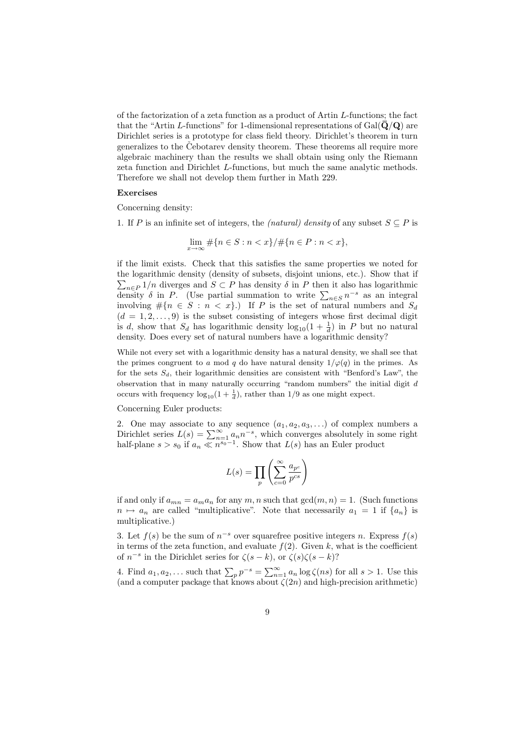of the factorization of a zeta function as a product of Artin $L$-functions; the fact that the "Artin $L$-functions" for 1-dimensional representations of $\mathrm{Gal}(\bar{\mathbf{Q}}/\mathbf{Q})$ are Dirichlet series is a prototype for class field theory. Dirichlet's theorem in turn generalizes to the Čebotarev density theorem. These theorems all require more algebraic machinery than the results we shall obtain using only the Riemann zeta function and Dirichlet $L$-functions, but much the same analytic methods. Therefore we shall not develop them further in Math 229.

**Exercises**

Concerning density:

1. If $P$ is an infinite set of integers, the *(natural) density* of any subset $S \subseteq P$ is

$$\lim_{x\to\infty} \#\{n \in S : n < x\} / \#\{n \in P : n < x\},$$

if the limit exists. Check that this satisfies the same properties we noted for the logarithmic density (density of subsets, disjoint unions, etc.). Show that if $\sum_{n\in P} 1/n$ diverges and $S \subset P$ has density $\delta$ in $P$ then it also has logarithmic density $\delta$ in $P$. (Use partial summation to write $\sum_{n\in S} n^{-s}$ as an integral involving $\#\{n \in S : n < x\}$.) If $P$ is the set of natural numbers and $S_d$ $(d = 1, 2, \ldots, 9)$ is the subset consisting of integers whose first decimal digit is $d$, show that $S_d$ has logarithmic density $\log_{10}(1 + \frac{1}{d})$ in $P$ but no natural density. Does every set of natural numbers have a logarithmic density?

While not every set with a logarithmic density has a natural density, we shall see that the primes congruent to $a$ mod $q$ do have natural density $1/\varphi(q)$ in the primes. As for the sets $S_d$, their logarithmic densities are consistent with "Benford's Law", the observation that in many naturally occurring "random numbers" the initial digit $d$ occurs with frequency $\log_{10}(1 + \frac{1}{d})$, rather than $1/9$ as one might expect.

Concerning Euler products:

2. One may associate to any sequence $(a_1, a_2, a_3, \ldots)$ of complex numbers a Dirichlet series $L(s) = \sum_{n=1}^{\infty} a_n n^{-s}$, which converges absolutely in some right half-plane $s > s_0$ if $a_n \ll n^{s_0 - 1}$. Show that $L(s)$ has an Euler product

$$L(s) = \prod_p \left( \sum_{c=0}^{\infty} \frac{a_{p^c}}{p^{cs}} \right)$$

if and only if $a_{mn} = a_m a_n$ for any $m, n$ such that $\gcd(m, n) = 1$. (Such functions $n \mapsto a_n$ are called "multiplicative". Note that necessarily $a_1 = 1$ if $\{a_n\}$ is multiplicative.)

3. Let $f(s)$ be the sum of $n^{-s}$ over squarefree positive integers $n$. Express $f(s)$ in terms of the zeta function, and evaluate $f(2)$. Given $k$, what is the coefficient of $n^{-s}$ in the Dirichlet series for $\zeta(s-k)$, or $\zeta(s)\zeta(s-k)$?

4. Find $a_1, a_2, \ldots$ such that $\sum_p p^{-s} = \sum_{n=1}^{\infty} a_n \log \zeta(ns)$ for all $s > 1$. Use this (and a computer package that knows about $\zeta(2n)$ and high-precision arithmetic)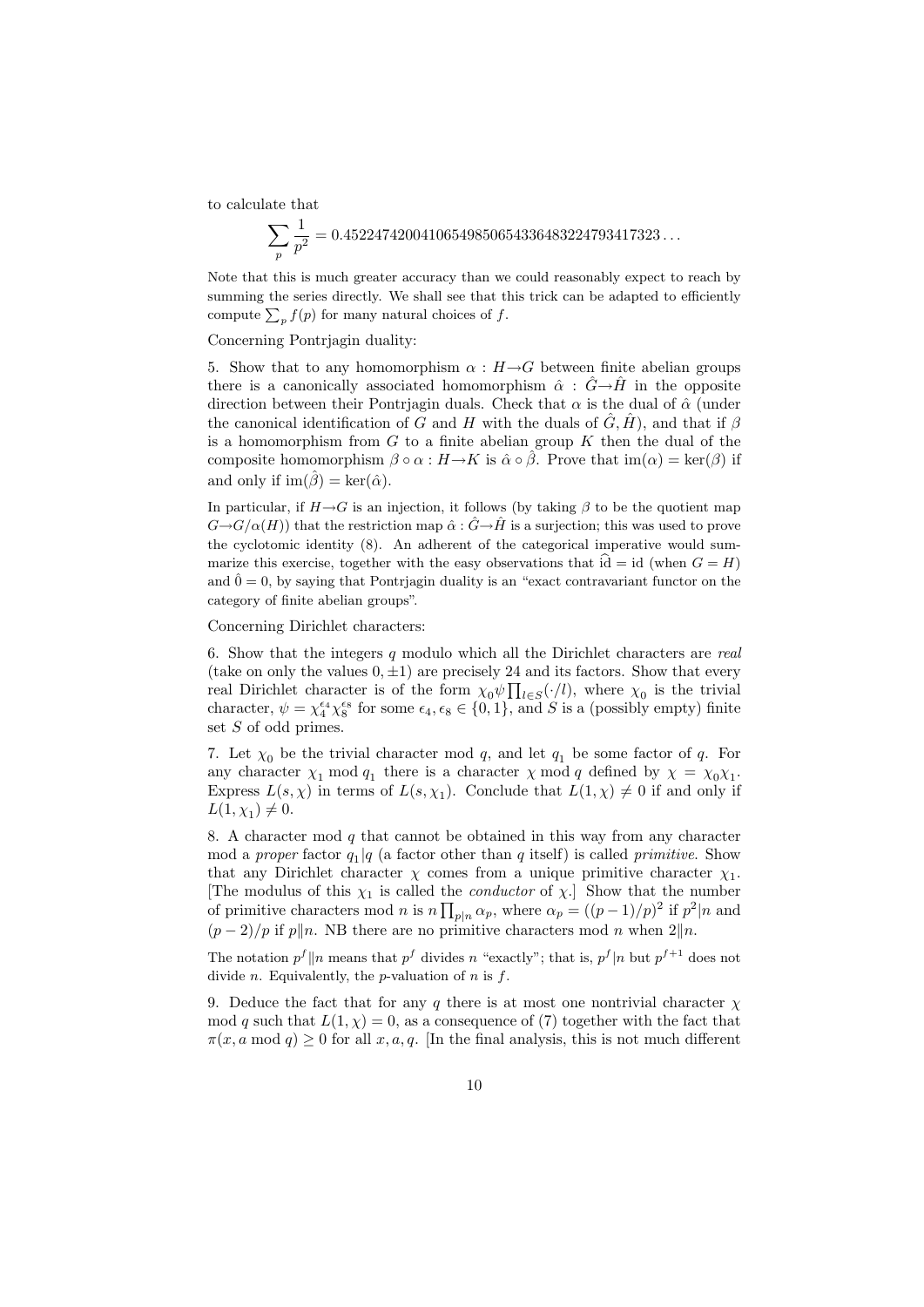to calculate that

$$\sum_p \frac{1}{p^2} = 0.452247420041065498506543364832247934173 23\ldots$$

Note that this is much greater accuracy than we could reasonably expect to reach by summing the series directly. We shall see that this trick can be adapted to efficiently compute $\sum_p f(p)$ for many natural choices of $f$.

Concerning Pontrjagin duality:

5. Show that to any homomorphism $\alpha : H \to G$ between finite abelian groups there is a canonically associated homomorphism $\hat{\alpha} : \hat{G} \to \hat{H}$ in the opposite direction between their Pontrjagin duals. Check that $\alpha$ is the dual of $\hat{\alpha}$ (under the canonical identification of $G$ and $H$ with the duals of $\hat{G}, \hat{H}$), and that if $\beta$ is a homomorphism from $G$ to a finite abelian group $K$ then the dual of the composite homomorphism $\beta \circ \alpha : H \to K$ is $\hat{\alpha} \circ \hat{\beta}$. Prove that $\mathrm{im}(\alpha) = \ker(\beta)$ if and only if $\mathrm{im}(\hat{\beta}) = \ker(\hat{\alpha})$.

In particular, if $H \to G$ is an injection, it follows (by taking $\beta$ to be the quotient map $G \to G/\alpha(H)$) that the restriction map $\hat{\alpha} : \hat{G} \to \hat{H}$ is a surjection; this was used to prove the cyclotomic identity (8). An adherent of the categorical imperative would summarize this exercise, together with the easy observations that $\widehat{\mathrm{id}} = \mathrm{id}$ (when $G = H$) and $\hat{0} = 0$, by saying that Pontrjagin duality is an "exact contravariant functor on the category of finite abelian groups".

Concerning Dirichlet characters:

6. Show that the integers $q$ modulo which all the Dirichlet characters are *real* (take on only the values $0, \pm 1$) are precisely 24 and its factors. Show that every real Dirichlet character is of the form $\chi_0 \psi \prod_{l \in S} (\cdot / l)$, where $\chi_0$ is the trivial character, $\psi = \chi_4^{\epsilon_4} \chi_8^{\epsilon_8}$ for some $\epsilon_4, \epsilon_8 \in \{0, 1\}$, and $S$ is a (possibly empty) finite set of odd primes.

7. Let $\chi_0$ be the trivial character mod $q$, and let $q_1$ be some factor of $q$. For any character $\chi_1$ mod $q_1$ there is a character $\chi$ mod $q$ defined by $\chi = \chi_0 \chi_1$. Express $L(s, \chi)$ in terms of $L(s, \chi_1)$. Conclude that $L(1, \chi) \neq 0$ if and only if $L(1, \chi_1) \neq 0$.

8. A character mod $q$ that cannot be obtained in this way from any character mod a *proper* factor $q_1 | q$ (a factor other than $q$ itself) is called *primitive*. Show that any Dirichlet character $\chi$ comes from a unique primitive character $\chi_1$. [The modulus of this $\chi_1$ is called the *conductor* of $\chi$.] Show that the number of primitive characters mod $n$ is $n \prod_{p|n} \alpha_p$, where $\alpha_p = ((p-1)/p)^2$ if $p^2 | n$ and $(p-2)/p$ if $p \| n$. NB there are no primitive characters mod $n$ when $2 \| n$.

The notation $p^f \| n$ means that $p^f$ divides $n$ "exactly"; that is, $p^f | n$ but $p^{f+1}$ does not divide $n$. Equivalently, the $p$-valuation of $n$ is $f$.

9. Deduce the fact that for any $q$ there is at most one nontrivial character $\chi$ mod $q$ such that $L(1, \chi) = 0$, as a consequence of (7) together with the fact that $\pi(x, a \bmod q) \geq 0$ for all $x, a, q$. [In the final analysis, this is not much different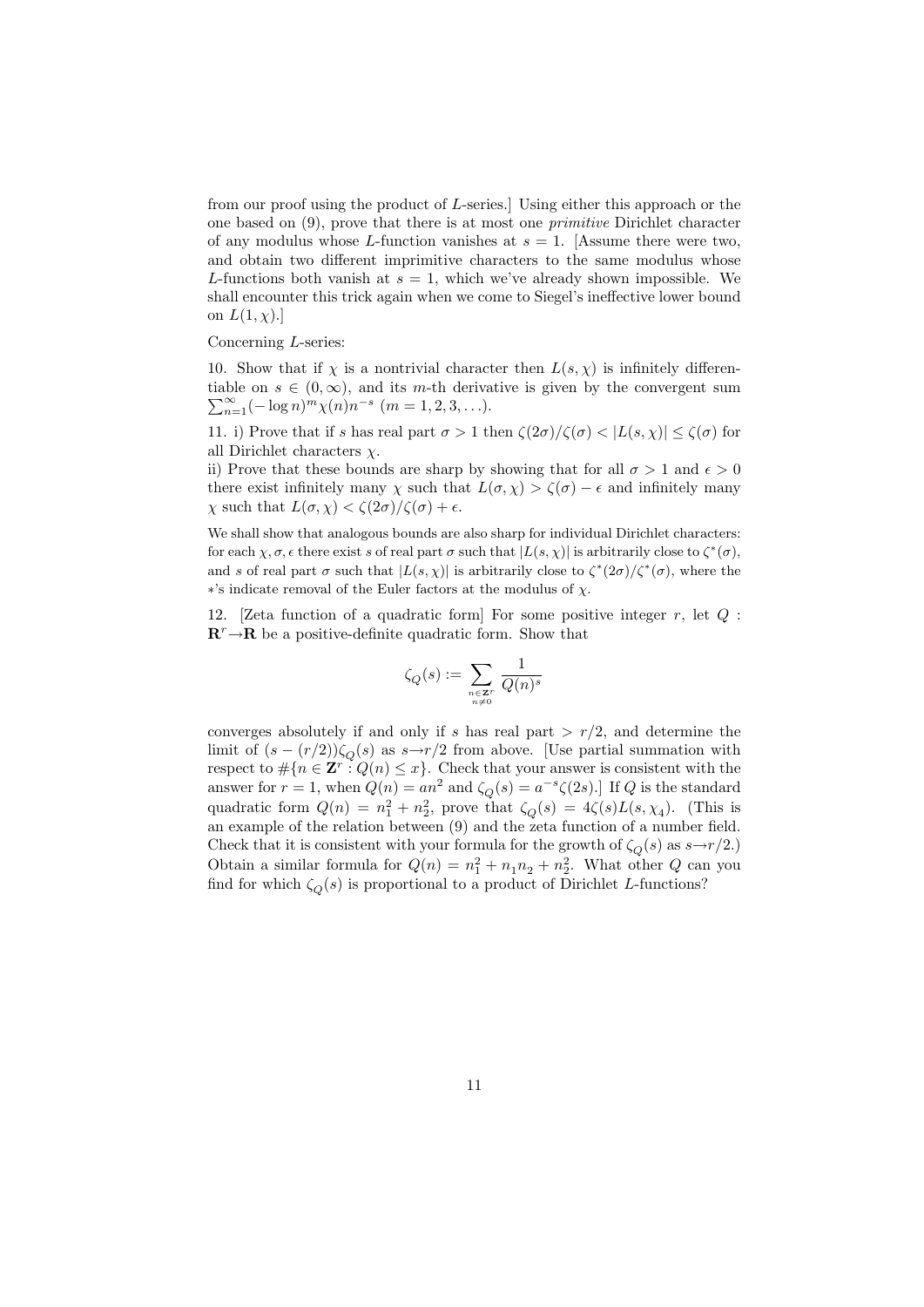from our proof using the product of $L$-series.] Using either this approach or the one based on (9), prove that there is at most one *primitive* Dirichlet character of any modulus whose $L$-function vanishes at $s = 1$. [Assume there were two, and obtain two different imprimitive characters to the same modulus whose $L$-functions both vanish at $s = 1$, which we've already shown impossible. We shall encounter this trick again when we come to Siegel's ineffective lower bound on $L(1, \chi)$.]

Concerning $L$-series:

10. Show that if $\chi$ is a nontrivial character then $L(s, \chi)$ is infinitely differentiable on $s \in (0, \infty)$, and its $m$-th derivative is given by the convergent sum $\sum_{n=1}^{\infty} (-\log n)^m \chi(n) n^{-s}$ $(m = 1, 2, 3, \ldots)$.

11. i) Prove that if $s$ has real part $\sigma > 1$ then $\zeta(2\sigma)/\zeta(\sigma) < |L(s, \chi)| \leq \zeta(\sigma)$ for all Dirichlet characters $\chi$.
ii) Prove that these bounds are sharp by showing that for all $\sigma > 1$ and $\epsilon > 0$ there exist infinitely many $\chi$ such that $L(\sigma, \chi) > \zeta(\sigma) - \epsilon$ and infinitely many $\chi$ such that $L(\sigma, \chi) < \zeta(2\sigma)/\zeta(\sigma) + \epsilon$.

We shall show that analogous bounds are also sharp for individual Dirichlet characters: for each $\chi, \sigma, \epsilon$ there exist $s$ of real part $\sigma$ such that $|L(s, \zeta)|$ is arbitrarily close to $\zeta^*(\sigma)$, and $s$ of real part $\sigma$ such that $|L(s, \chi)|$ is arbitrarily close to $\zeta^*(2\sigma)/\zeta^*(\sigma)$, where the $*$'s indicate removal of the Euler factors at the modulus of $\chi$.

12. [Zeta function of a quadratic form] For some positive integer $r$, let $Q : \mathbf{R}^r \to \mathbf{R}$ be a positive-definite quadratic form. Show that

$$\zeta_Q(s) := \sum_{\substack{n \in \mathbf{Z}^r \\ n \neq 0}} \frac{1}{Q(n)^s}$$

converges absolutely if and only if $s$ has real part $> r/2$, and determine the limit of $(s - (r/2))\zeta_Q(s)$ as $s \to r/2$ from above. [Use partial summation with respect to $\#\{n \in \mathbf{Z}^r : Q(n) \leq x\}$. Check that your answer is consistent with the answer for $r = 1$, when $Q(n) = an^2$ and $\zeta_Q(s) = a^{-s}\zeta(2s)$.] If $Q$ is the standard quadratic form $Q(n) = n_1^2 + n_2^2$, prove that $\zeta_Q(s) = 4\zeta(s)L(s, \chi_4)$. (This is an example of the relation between (9) and the zeta function of a number field. Check that it is consistent with your formula for the growth of $\zeta_Q(s)$ as $s \to r/2$.) Obtain a similar formula for $Q(n) = n_1^2 + n_1 n_2 + n_2^2$. What other $Q$ can you find for which $\zeta_Q(s)$ is proportional to a product of Dirichlet $L$-functions?